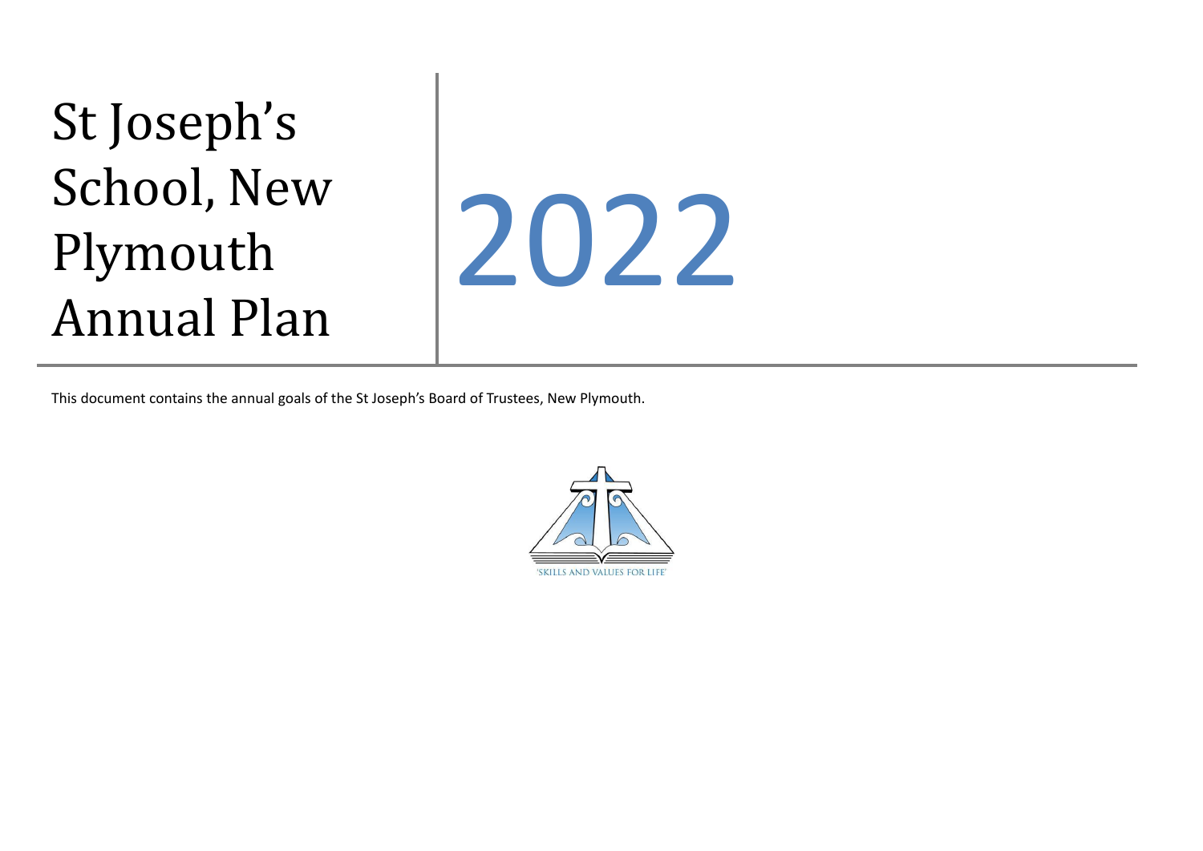# St Joseph's School, New Plymouth Annual Plan

# 2022

This document contains the annual goals of the St Joseph's Board of Trustees, New Plymouth.

'SKILLS AND VALUES FOR LIFE'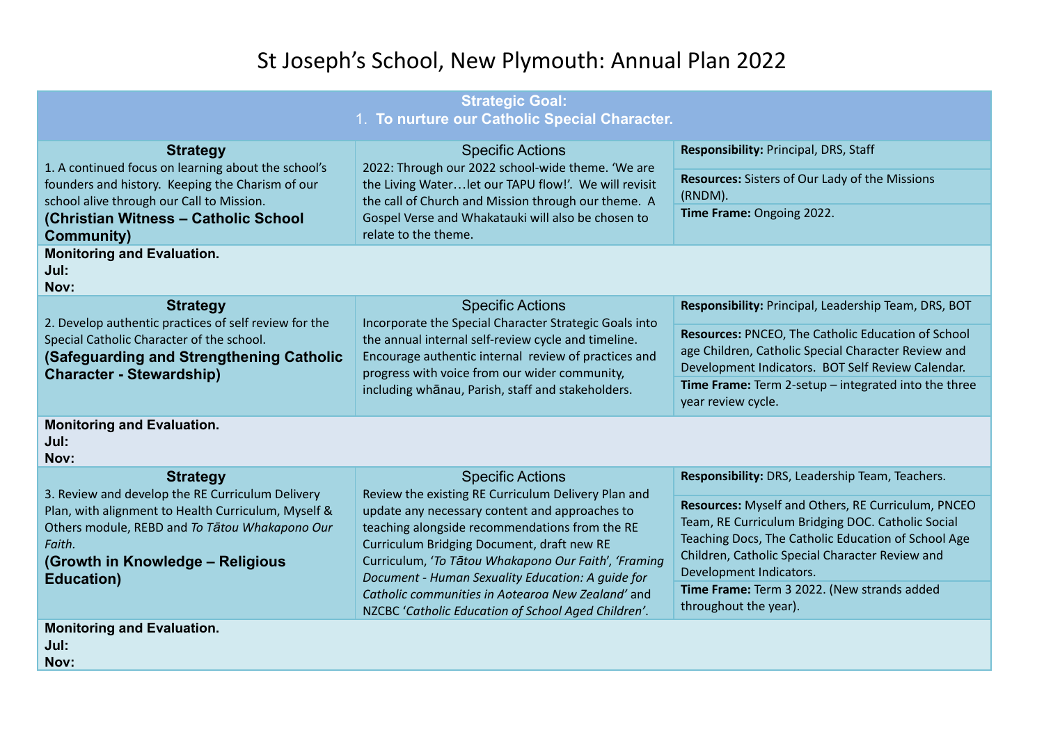# St Joseph's School, New Plymouth: Annual Plan 2022

| **Strategic Goal:**<br>1. **To nurture our Catholic Special Character.** | | |
|---|---|---|
| **Strategy**<br>1. A continued focus on learning about the school's founders and history. Keeping the Charism of our school alive through our Call to Mission.<br>**(Christian Witness – Catholic School Community)** | Specific Actions<br>2022: Through our 2022 school-wide theme. 'We are the Living Water…let our TAPU flow!'. We will revisit the call of Church and Mission through our theme. A Gospel Verse and Whakatauki will also be chosen to relate to the theme. | **Responsibility:** Principal, DRS, Staff<br>**Resources:** Sisters of Our Lady of the Missions (RNDM).<br>**Time Frame:** Ongoing 2022. |
| **Monitoring and Evaluation.**<br>**Jul:**<br>**Nov:** | | |
| **Strategy**<br>2. Develop authentic practices of self review for the Special Catholic Character of the school.<br>**(Safeguarding and Strengthening Catholic Character - Stewardship)** | Specific Actions<br>Incorporate the Special Character Strategic Goals into the annual internal self-review cycle and timeline. Encourage authentic internal review of practices and progress with voice from our wider community, including whānau, Parish, staff and stakeholders. | **Responsibility:** Principal, Leadership Team, DRS, BOT<br>**Resources:** PNCEO, The Catholic Education of School age Children, Catholic Special Character Review and Development Indicators. BOT Self Review Calendar.<br>**Time Frame:** Term 2-setup – integrated into the three year review cycle. |
| **Monitoring and Evaluation.**<br>**Jul:**<br>**Nov:** | | |
| **Strategy**<br>3. Review and develop the RE Curriculum Delivery Plan, with alignment to Health Curriculum, Myself & Others module, REBD and *To Tātou Whakapono Our Faith.*<br>**(Growth in Knowledge – Religious Education)** | Specific Actions<br>Review the existing RE Curriculum Delivery Plan and update any necessary content and approaches to teaching alongside recommendations from the RE Curriculum Bridging Document, draft new RE Curriculum, '*To Tātou Whakapono Our Faith*', '*Framing Document - Human Sexuality Education: A guide for Catholic communities in Aotearoa New Zealand*' and NZCBC '*Catholic Education of School Aged Children*'. | **Responsibility:** DRS, Leadership Team, Teachers.<br>**Resources:** Myself and Others, RE Curriculum, PNCEO Team, RE Curriculum Bridging DOC. Catholic Social Teaching Docs, The Catholic Education of School Age Children, Catholic Special Character Review and Development Indicators.<br>**Time Frame:** Term 3 2022. (New strands added throughout the year). |
| **Monitoring and Evaluation.**<br>**Jul:**<br>**Nov:** | | |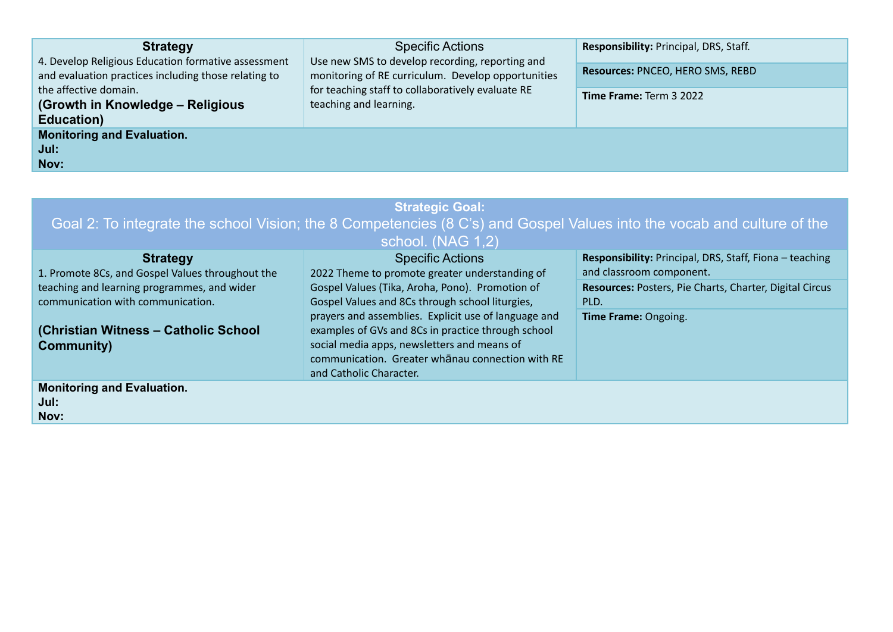| Strategy | Specific Actions | |
|---|---|---|
| 4. Develop Religious Education formative assessment and evaluation practices including those relating to the affective domain. **(Growth in Knowledge – Religious Education)** | Use new SMS to develop recording, reporting and monitoring of RE curriculum. Develop opportunities for teaching staff to collaboratively evaluate RE teaching and learning. | **Responsibility:** Principal, DRS, Staff. **Resources:** PNCEO, HERO SMS, REBD **Time Frame:** Term 3 2022 |
| **Monitoring and Evaluation.** **Jul:** **Nov:** | | |

**Strategic Goal:**

Goal 2: To integrate the school Vision; the 8 Competencies (8 C's) and Gospel Values into the vocab and culture of the school. (NAG 1,2)

| Strategy | Specific Actions | |
|---|---|---|
| 1. Promote 8Cs, and Gospel Values throughout the teaching and learning programmes, and wider communication with communication. **(Christian Witness – Catholic School Community)** | 2022 Theme to promote greater understanding of Gospel Values (Tika, Aroha, Pono). Promotion of Gospel Values and 8Cs through school liturgies, prayers and assemblies. Explicit use of language and examples of GVs and 8Cs in practice through school social media apps, newsletters and means of communication. Greater whānau connection with RE and Catholic Character. | **Responsibility:** Principal, DRS, Staff, Fiona – teaching and classroom component. **Resources:** Posters, Pie Charts, Charter, Digital Circus PLD. **Time Frame:** Ongoing. |
| **Monitoring and Evaluation.** **Jul:** **Nov:** | | |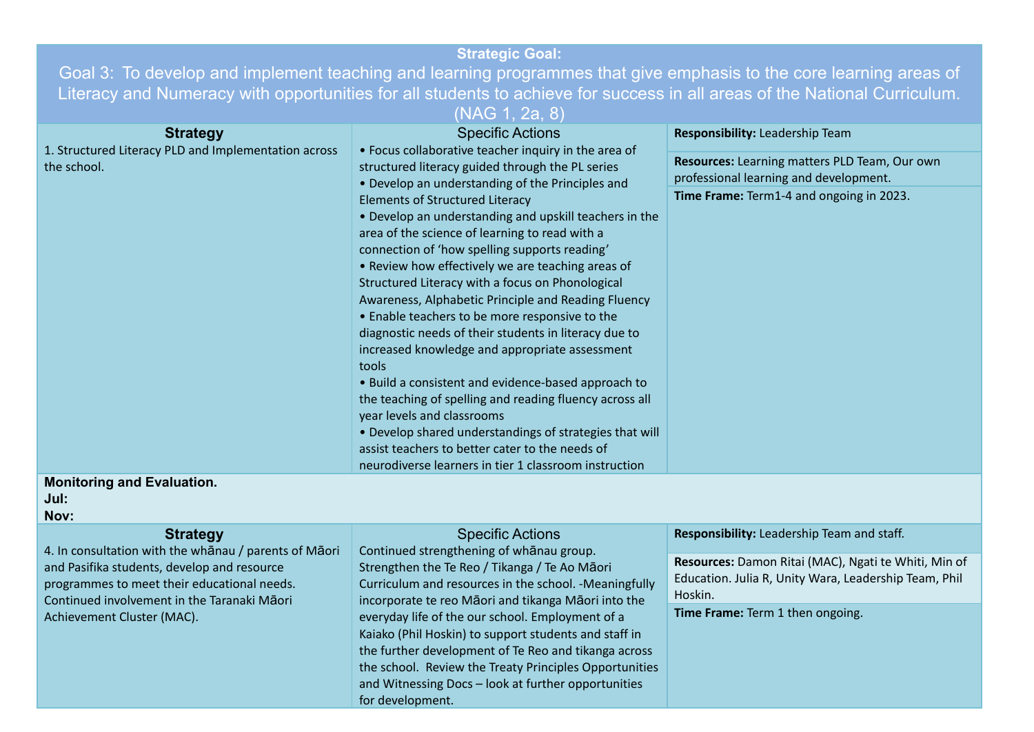**Strategic Goal:**

Goal 3: To develop and implement teaching and learning programmes that give emphasis to the core learning areas of Literacy and Numeracy with opportunities for all students to achieve for success in all areas of the National Curriculum. (NAG 1, 2a, 8)

| Strategy | Specific Actions | |
|---|---|---|
| 1. Structured Literacy PLD and Implementation across the school. | • Focus collaborative teacher inquiry in the area of structured literacy guided through the PL series<br>• Develop an understanding of the Principles and Elements of Structured Literacy<br>• Develop an understanding and upskill teachers in the area of the science of learning to read with a connection of 'how spelling supports reading'<br>• Review how effectively we are teaching areas of Structured Literacy with a focus on Phonological Awareness, Alphabetic Principle and Reading Fluency<br>• Enable teachers to be more responsive to the diagnostic needs of their students in literacy due to increased knowledge and appropriate assessment tools<br>• Build a consistent and evidence-based approach to the teaching of spelling and reading fluency across all year levels and classrooms<br>• Develop shared understandings of strategies that will assist teachers to better cater to the needs of neurodiverse learners in tier 1 classroom instruction | **Responsibility:** Leadership Team<br><br>**Resources:** Learning matters PLD Team, Our own professional learning and development.<br><br>**Time Frame:** Term1-4 and ongoing in 2023. |

**Monitoring and Evaluation.**
**Jul:**
**Nov:**

| Strategy | Specific Actions | |
|---|---|---|
| 4. In consultation with the whānau / parents of Māori and Pasifika students, develop and resource programmes to meet their educational needs. Continued involvement in the Taranaki Māori Achievement Cluster (MAC). | Continued strengthening of whānau group. Strengthen the Te Reo / Tikanga / Te Ao Māori Curriculum and resources in the school. -Meaningfully incorporate te reo Māori and tikanga Māori into the everyday life of the our school. Employment of a Kaiako (Phil Hoskin) to support students and staff in the further development of Te Reo and tikanga across the school. Review the Treaty Principles Opportunities and Witnessing Docs – look at further opportunities for development. | **Responsibility:** Leadership Team and staff.<br><br>**Resources:** Damon Ritai (MAC), Ngati te Whiti, Min of Education. Julia R, Unity Wara, Leadership Team, Phil Hoskin.<br><br>**Time Frame:** Term 1 then ongoing. |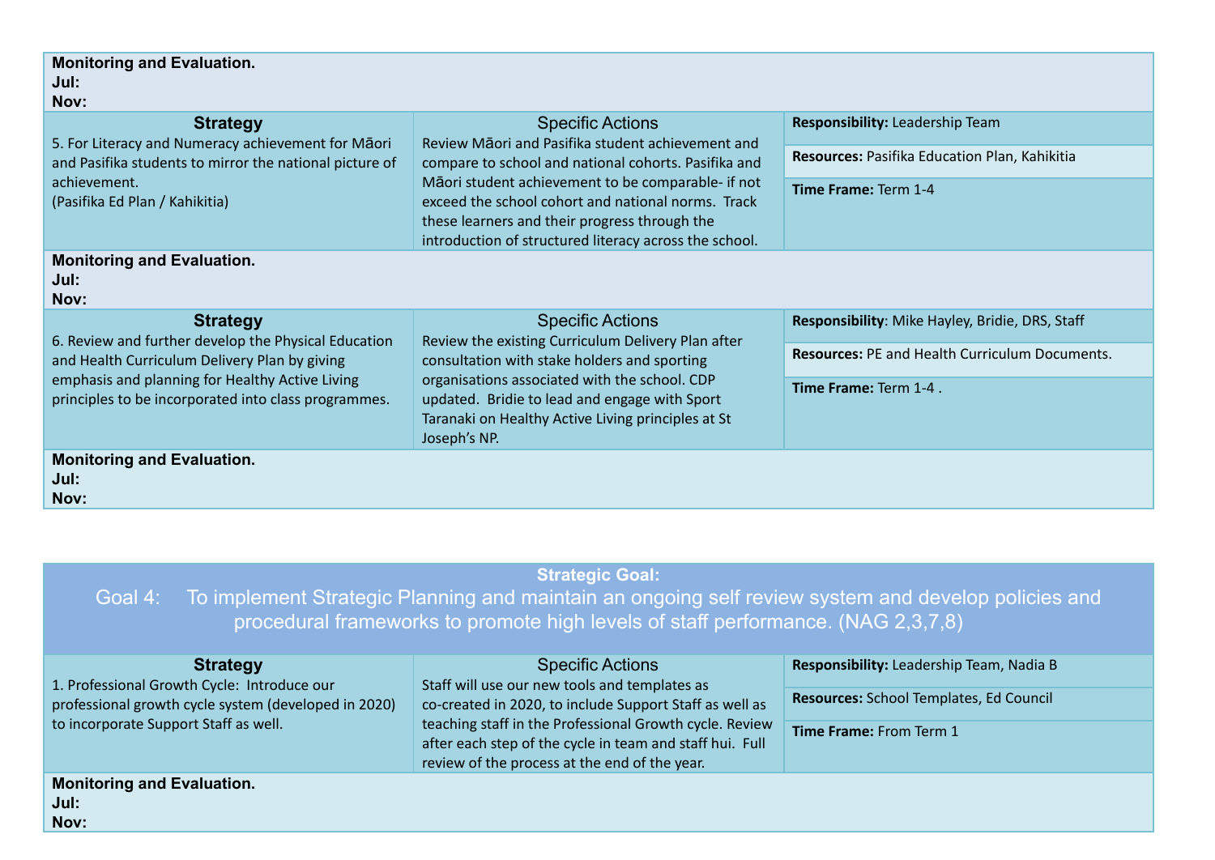**Monitoring and Evaluation.**
**Jul:**
**Nov:**

| Strategy | Specific Actions | |
|---|---|---|
| 5. For Literacy and Numeracy achievement for Māori and Pasifika students to mirror the national picture of achievement. (Pasifika Ed Plan / Kahikitia) | Review Māori and Pasifika student achievement and compare to school and national cohorts. Pasifika and Māori student achievement to be comparable- if not exceed the school cohort and national norms. Track these learners and their progress through the introduction of structured literacy across the school. | **Responsibility:** Leadership Team<br>**Resources:** Pasifika Education Plan, Kahikitia<br>**Time Frame:** Term 1-4 |

**Monitoring and Evaluation.**
**Jul:**
**Nov:**

| Strategy | Specific Actions | |
|---|---|---|
| 6. Review and further develop the Physical Education and Health Curriculum Delivery Plan by giving emphasis and planning for Healthy Active Living principles to be incorporated into class programmes. | Review the existing Curriculum Delivery Plan after consultation with stake holders and sporting organisations associated with the school. CDP updated. Bridie to lead and engage with Sport Taranaki on Healthy Active Living principles at St Joseph's NP. | **Responsibility**: Mike Hayley, Bridie, DRS, Staff<br>**Resources:** PE and Health Curriculum Documents.<br>**Time Frame:** Term 1-4 . |

**Monitoring and Evaluation.**
**Jul:**
**Nov:**

## Strategic Goal:

### Goal 4: To implement Strategic Planning and maintain an ongoing self review system and develop policies and procedural frameworks to promote high levels of staff performance. (NAG 2,3,7,8)

| Strategy | Specific Actions | |
|---|---|---|
| 1. Professional Growth Cycle: Introduce our professional growth cycle system (developed in 2020) to incorporate Support Staff as well. | Staff will use our new tools and templates as co-created in 2020, to include Support Staff as well as teaching staff in the Professional Growth cycle. Review after each step of the cycle in team and staff hui. Full review of the process at the end of the year. | **Responsibility:** Leadership Team, Nadia B<br>**Resources:** School Templates, Ed Council<br>**Time Frame:** From Term 1 |

**Monitoring and Evaluation.**
**Jul:**
**Nov:**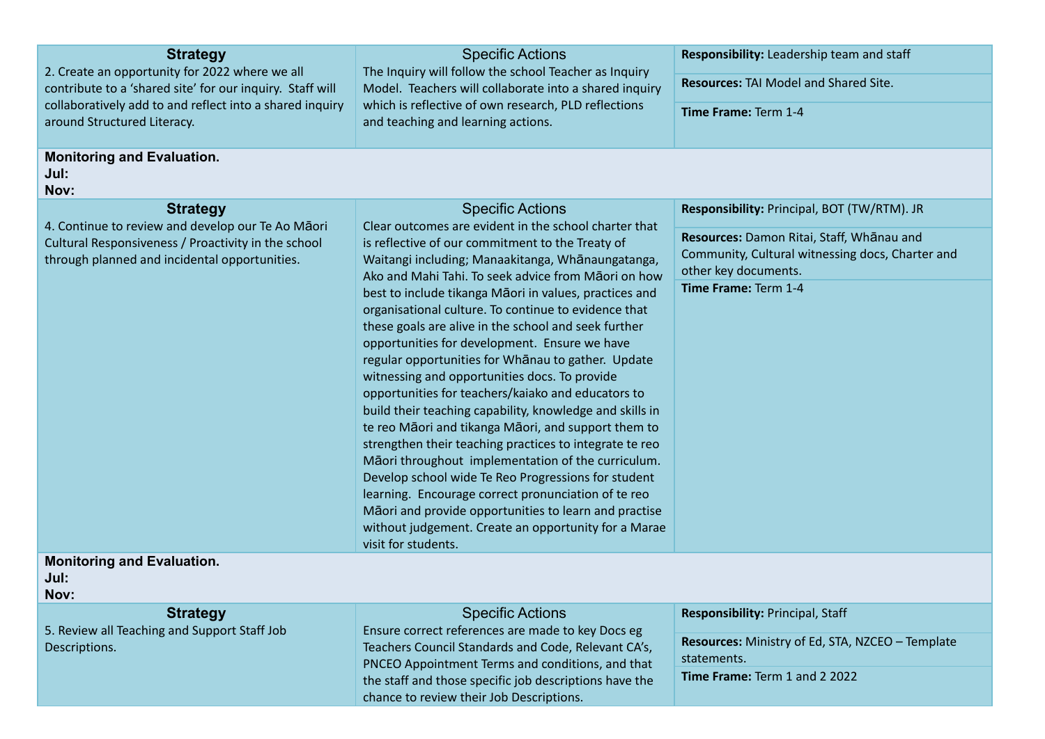| Strategy | Specific Actions | |
|---|---|---|
| 2. Create an opportunity for 2022 where we all contribute to a 'shared site' for our inquiry. Staff will collaboratively add to and reflect into a shared inquiry around Structured Literacy. | The Inquiry will follow the school Teacher as Inquiry Model. Teachers will collaborate into a shared inquiry which is reflective of own research, PLD reflections and teaching and learning actions. | **Responsibility:** Leadership team and staff<br>**Resources:** TAI Model and Shared Site.<br>**Time Frame:** Term 1-4 |

**Monitoring and Evaluation.**
**Jul:**
**Nov:**

| Strategy | Specific Actions | |
|---|---|---|
| 4. Continue to review and develop our Te Ao Māori Cultural Responsiveness / Proactivity in the school through planned and incidental opportunities. | Clear outcomes are evident in the school charter that is reflective of our commitment to the Treaty of Waitangi including; Manaakitanga, Whānaungatanga, Ako and Mahi Tahi. To seek advice from Māori on how best to include tikanga Māori in values, practices and organisational culture. To continue to evidence that these goals are alive in the school and seek further opportunities for development. Ensure we have regular opportunities for Whānau to gather. Update witnessing and opportunities docs. To provide opportunities for teachers/kaiako and educators to build their teaching capability, knowledge and skills in te reo Māori and tikanga Māori, and support them to strengthen their teaching practices to integrate te reo Māori throughout implementation of the curriculum. Develop school wide Te Reo Progressions for student learning. Encourage correct pronunciation of te reo Māori and provide opportunities to learn and practise without judgement. Create an opportunity for a Marae visit for students. | **Responsibility:** Principal, BOT (TW/RTM). JR<br>**Resources:** Damon Ritai, Staff, Whānau and Community, Cultural witnessing docs, Charter and other key documents.<br>**Time Frame:** Term 1-4 |

**Monitoring and Evaluation.**
**Jul:**
**Nov:**

| Strategy | Specific Actions | |
|---|---|---|
| 5. Review all Teaching and Support Staff Job Descriptions. | Ensure correct references are made to key Docs eg Teachers Council Standards and Code, Relevant CA's, PNCEO Appointment Terms and conditions, and that the staff and those specific job descriptions have the chance to review their Job Descriptions. | **Responsibility:** Principal, Staff<br>**Resources:** Ministry of Ed, STA, NZCEO – Template statements.<br>**Time Frame:** Term 1 and 2 2022 |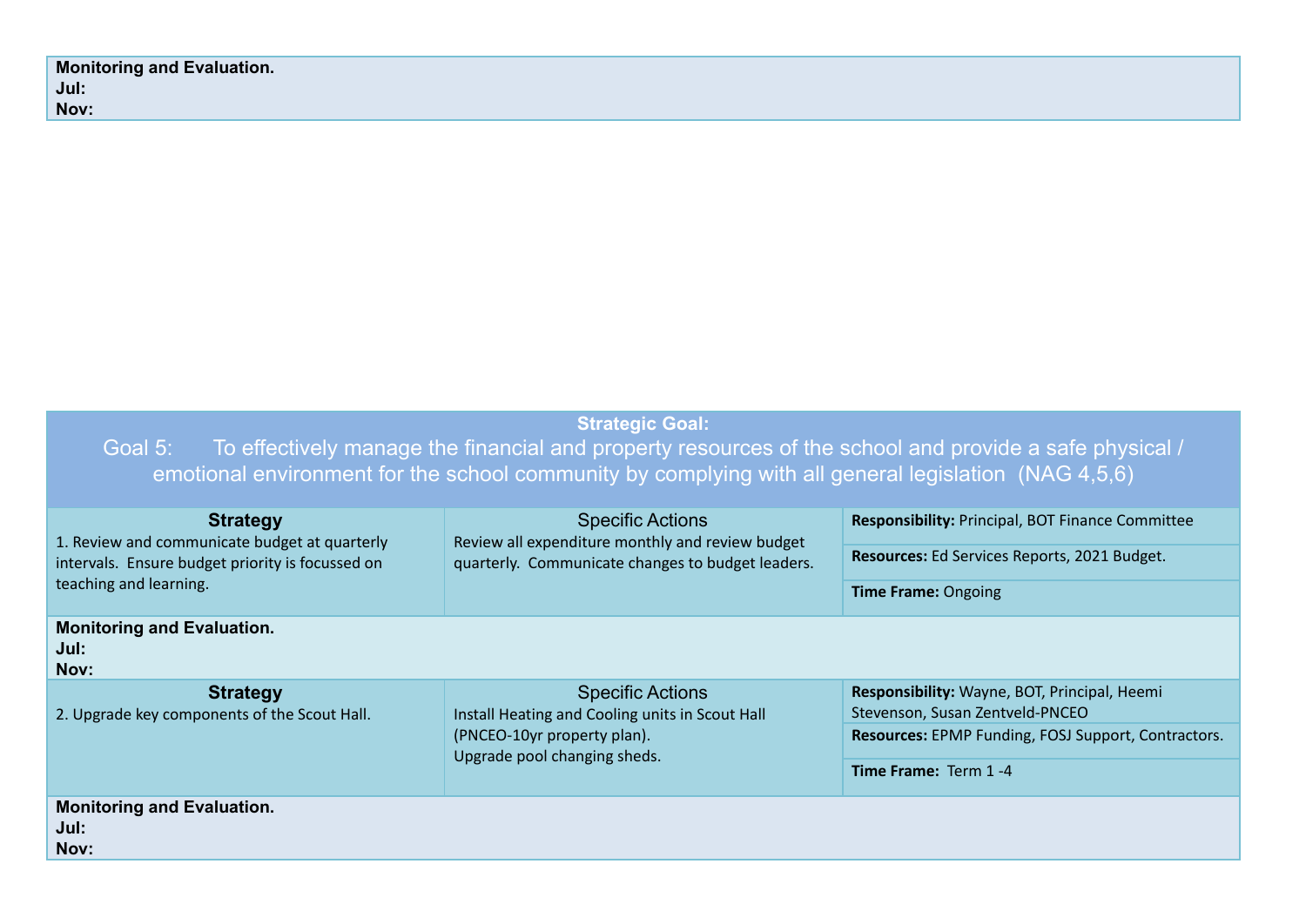| Monitoring and Evaluation. |
|---|
| **Jul:** |
| **Nov:** |

| **Strategic Goal:** Goal 5: To effectively manage the financial and property resources of the school and provide a safe physical / emotional environment for the school community by complying with all general legislation (NAG 4,5,6) | | |
|---|---|---|
| **Strategy** | **Specific Actions** | |
| 1. Review and communicate budget at quarterly intervals. Ensure budget priority is focussed on teaching and learning. | Review all expenditure monthly and review budget quarterly. Communicate changes to budget leaders. | **Responsibility:** Principal, BOT Finance Committee<br>**Resources:** Ed Services Reports, 2021 Budget.<br>**Time Frame:** Ongoing |
| **Monitoring and Evaluation.**<br>**Jul:**<br>**Nov:** | | |
| **Strategy** | **Specific Actions** | |
| 2. Upgrade key components of the Scout Hall. | Install Heating and Cooling units in Scout Hall (PNCEO-10yr property plan).<br>Upgrade pool changing sheds. | **Responsibility:** Wayne, BOT, Principal, Heemi Stevenson, Susan Zentveld-PNCEO<br>**Resources:** EPMP Funding, FOSJ Support, Contractors.<br>**Time Frame:** Term 1 -4 |
| **Monitoring and Evaluation.**<br>**Jul:**<br>**Nov:** | | |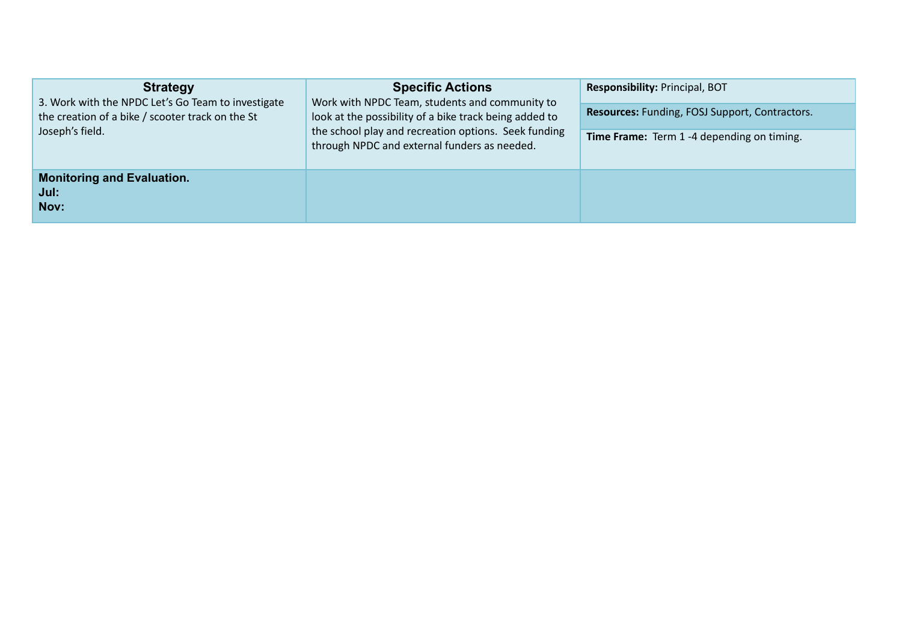| **Strategy** | **Specific Actions** | |
|---|---|---|
| 3. Work with the NPDC Let's Go Team to investigate the creation of a bike / scooter track on the St Joseph's field. | Work with NPDC Team, students and community to look at the possibility of a bike track being added to the school play and recreation options. Seek funding through NPDC and external funders as needed. | **Responsibility:** Principal, BOT<br>**Resources:** Funding, FOSJ Support, Contractors.<br>**Time Frame:** Term 1 -4 depending on timing. |
| **Monitoring and Evaluation.**<br>**Jul:**<br>**Nov:** | | |